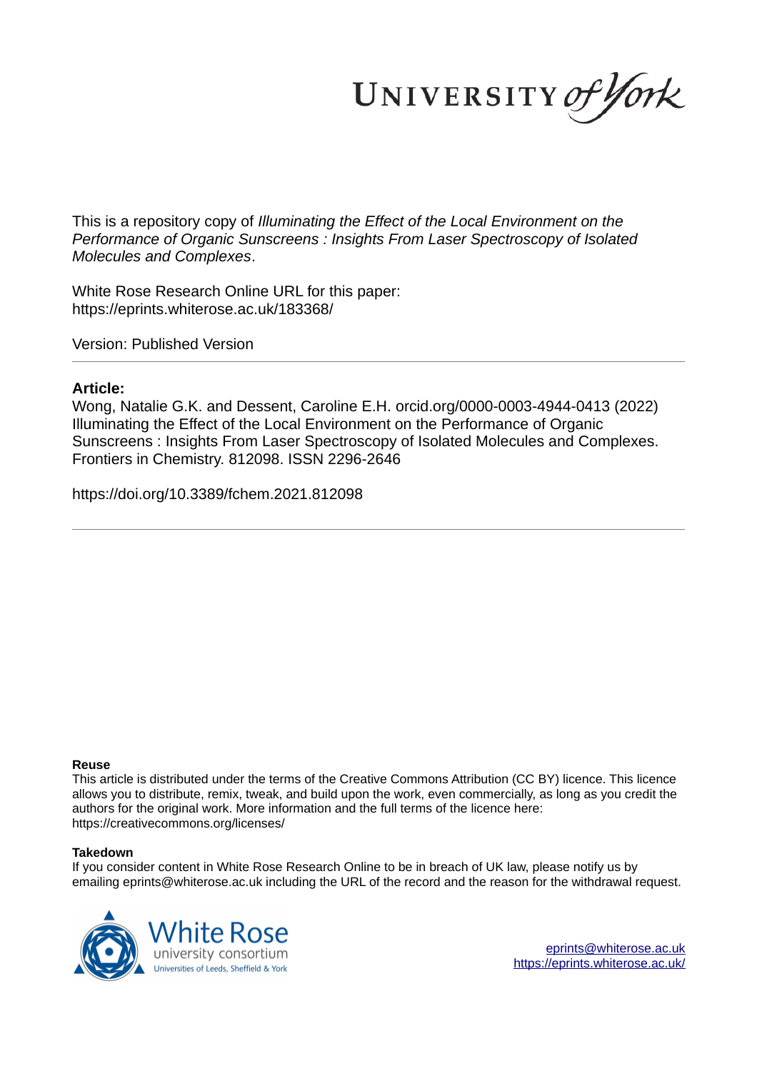This is a repository copy of *Illuminating the Effect of the Local Environment on the Performance of Organic Sunscreens : Insights From Laser Spectroscopy of Isolated Molecules and Complexes*.

White Rose Research Online URL for this paper:
https://eprints.whiterose.ac.uk/183368/

Version: Published Version

## Article:

Wong, Natalie G.K. and Dessent, Caroline E.H. orcid.org/0000-0003-4944-0413 (2022) Illuminating the Effect of the Local Environment on the Performance of Organic Sunscreens : Insights From Laser Spectroscopy of Isolated Molecules and Complexes. Frontiers in Chemistry. 812098. ISSN 2296-2646

https://doi.org/10.3389/fchem.2021.812098

### Reuse

This article is distributed under the terms of the Creative Commons Attribution (CC BY) licence. This licence allows you to distribute, remix, tweak, and build upon the work, even commercially, as long as you credit the authors for the original work. More information and the full terms of the licence here: https://creativecommons.org/licenses/

### Takedown

If you consider content in White Rose Research Online to be in breach of UK law, please notify us by emailing eprints@whiterose.ac.uk including the URL of the record and the reason for the withdrawal request.

eprints@whiterose.ac.uk
https://eprints.whiterose.ac.uk/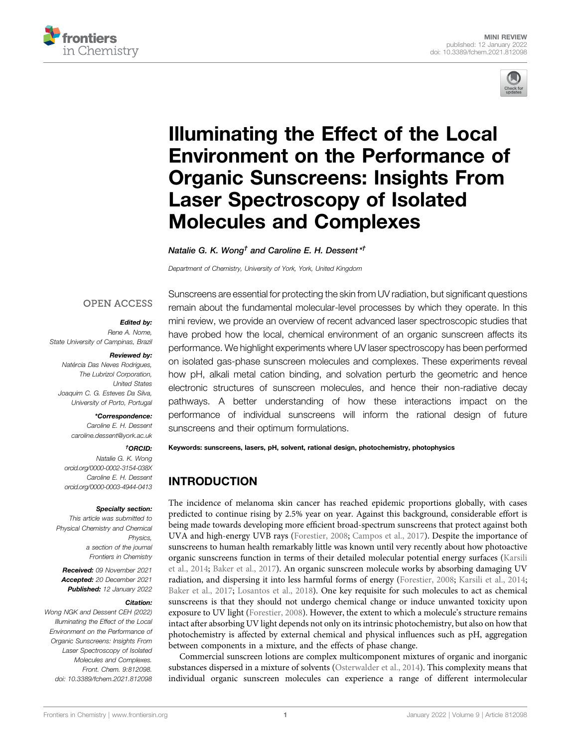# Illuminating the Effect of the Local Environment on the Performance of Organic Sunscreens: Insights From Laser Spectroscopy of Isolated Molecules and Complexes

*Natalie G. K. Wong*[†] *and Caroline E. H. Dessent*[*†]

Department of Chemistry, University of York, York, United Kingdom

OPEN ACCESS

***Edited by:***
Rene A. Nome,
State University of Campinas, Brazil

***Reviewed by:***
Natércia Das Neves Rodrigues,
The Lubrizol Corporation,
United States
Joaquim C. G. Esteves Da Silva,
University of Porto, Portugal

***\*Correspondence:***
Caroline E. H. Dessent
caroline.dessent@york.ac.uk

***†ORCID:***
Natalie G. K. Wong
orcid.org/0000-0002-3154-038X
Caroline E. H. Dessent
orcid.org/0000-0003-4944-0413

***Specialty section:***
This article was submitted to
Physical Chemistry and Chemical Physics,
a section of the journal
Frontiers in Chemistry

***Received:*** 09 November 2021
***Accepted:*** 20 December 2021
***Published:*** 12 January 2022

***Citation:***
Wong NGK and Dessent CEH (2022) Illuminating the Effect of the Local Environment on the Performance of Organic Sunscreens: Insights From Laser Spectroscopy of Isolated Molecules and Complexes. Front. Chem. 9:812098. doi: 10.3389/fchem.2021.812098

Sunscreens are essential for protecting the skin from UV radiation, but significant questions remain about the fundamental molecular-level processes by which they operate. In this mini review, we provide an overview of recent advanced laser spectroscopic studies that have probed how the local, chemical environment of an organic sunscreen affects its performance. We highlight experiments where UV laser spectroscopy has been performed on isolated gas-phase sunscreen molecules and complexes. These experiments reveal how pH, alkali metal cation binding, and solvation perturb the geometric and hence electronic structures of sunscreen molecules, and hence their non-radiative decay pathways. A better understanding of how these interactions impact on the performance of individual sunscreens will inform the rational design of future sunscreens and their optimum formulations.

**Keywords: sunscreens, lasers, pH, solvent, rational design, photochemistry, photophysics**

## INTRODUCTION

The incidence of melanoma skin cancer has reached epidemic proportions globally, with cases predicted to continue rising by 2.5% year on year. Against this background, considerable effort is being made towards developing more efficient broad-spectrum sunscreens that protect against both UVA and high-energy UVB rays (Forestier, 2008; Campos et al., 2017). Despite the importance of sunscreens to human health remarkably little was known until very recently about how photoactive organic sunscreens function in terms of their detailed molecular potential energy surfaces (Karsili et al., 2014; Baker et al., 2017). An organic sunscreen molecule works by absorbing damaging UV radiation, and dispersing it into less harmful forms of energy (Forestier, 2008; Karsili et al., 2014; Baker et al., 2017; Losantos et al., 2018). One key requisite for such molecules to act as chemical sunscreens is that they should not undergo chemical change or induce unwanted toxicity upon exposure to UV light (Forestier, 2008). However, the extent to which a molecule's structure remains intact after absorbing UV light depends not only on its intrinsic photochemistry, but also on how that photochemistry is affected by external chemical and physical influences such as pH, aggregation between components in a mixture, and the effects of phase change.

Commercial sunscreen lotions are complex multicomponent mixtures of organic and inorganic substances dispersed in a mixture of solvents (Osterwalder et al., 2014). This complexity means that individual organic sunscreen molecules can experience a range of different intermolecular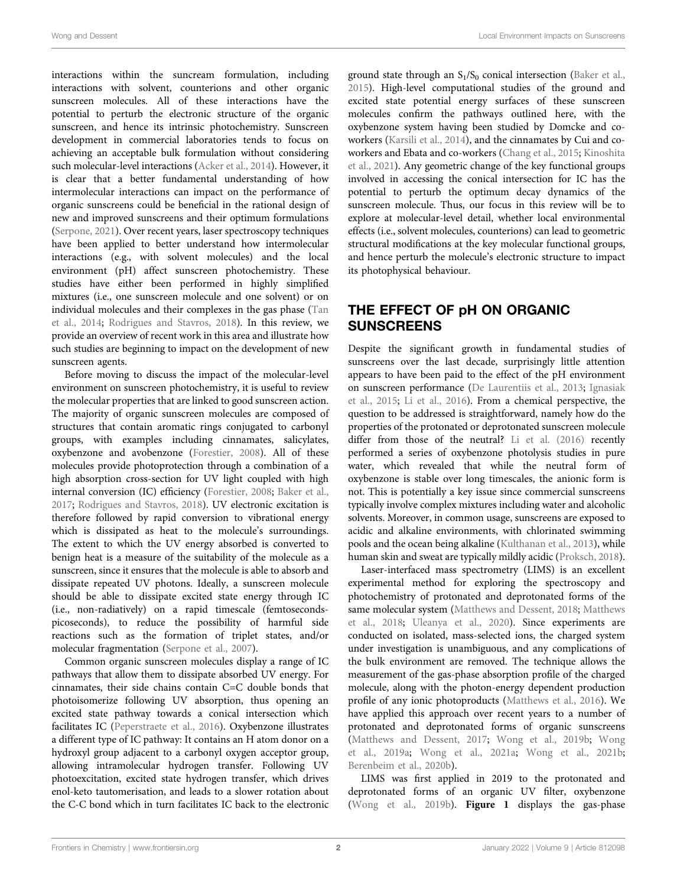interactions within the suncream formulation, including interactions with solvent, counterions and other organic sunscreen molecules. All of these interactions have the potential to perturb the electronic structure of the organic sunscreen, and hence its intrinsic photochemistry. Sunscreen development in commercial laboratories tends to focus on achieving an acceptable bulk formulation without considering such molecular-level interactions (Acker et al., 2014). However, it is clear that a better fundamental understanding of how intermolecular interactions can impact on the performance of organic sunscreens could be beneficial in the rational design of new and improved sunscreens and their optimum formulations (Serpone, 2021). Over recent years, laser spectroscopy techniques have been applied to better understand how intermolecular interactions (e.g., with solvent molecules) and the local environment (pH) affect sunscreen photochemistry. These studies have either been performed in highly simplified mixtures (i.e., one sunscreen molecule and one solvent) or on individual molecules and their complexes in the gas phase (Tan et al., 2014; Rodrigues and Stavros, 2018). In this review, we provide an overview of recent work in this area and illustrate how such studies are beginning to impact on the development of new sunscreen agents.

Before moving to discuss the impact of the molecular-level environment on sunscreen photochemistry, it is useful to review the molecular properties that are linked to good sunscreen action. The majority of organic sunscreen molecules are composed of structures that contain aromatic rings conjugated to carbonyl groups, with examples including cinnamates, salicylates, oxybenzone and avobenzone (Forestier, 2008). All of these molecules provide photoprotection through a combination of a high absorption cross-section for UV light coupled with high internal conversion (IC) efficiency (Forestier, 2008; Baker et al., 2017; Rodrigues and Stavros, 2018). UV electronic excitation is therefore followed by rapid conversion to vibrational energy which is dissipated as heat to the molecule's surroundings. The extent to which the UV energy absorbed is converted to benign heat is a measure of the suitability of the molecule as a sunscreen, since it ensures that the molecule is able to absorb and dissipate repeated UV photons. Ideally, a sunscreen molecule should be able to dissipate excited state energy through IC (i.e., non-radiatively) on a rapid timescale (femtoseconds-picoseconds), to reduce the possibility of harmful side reactions such as the formation of triplet states, and/or molecular fragmentation (Serpone et al., 2007).

Common organic sunscreen molecules display a range of IC pathways that allow them to dissipate absorbed UV energy. For cinnamates, their side chains contain C=C double bonds that photoisomerize following UV absorption, thus opening an excited state pathway towards a conical intersection which facilitates IC (Peperstraete et al., 2016). Oxybenzone illustrates a different type of IC pathway: It contains an H atom donor on a hydroxyl group adjacent to a carbonyl oxygen acceptor group, allowing intramolecular hydrogen transfer. Following UV photoexcitation, excited state hydrogen transfer, which drives enol-keto tautomerisation, and leads to a slower rotation about the C-C bond which in turn facilitates IC back to the electronic ground state through an $S_1/S_0$ conical intersection (Baker et al., 2015). High-level computational studies of the ground and excited state potential energy surfaces of these sunscreen molecules confirm the pathways outlined here, with the oxybenzone system having been studied by Domcke and co-workers (Karsili et al., 2014), and the cinnamates by Cui and co-workers and Ebata and co-workers (Chang et al., 2015; Kinoshita et al., 2021). Any geometric change of the key functional groups involved in accessing the conical intersection for IC has the potential to perturb the optimum decay dynamics of the sunscreen molecule. Thus, our focus in this review will be to explore at molecular-level detail, whether local environmental effects (i.e., solvent molecules, counterions) can lead to geometric structural modifications at the key molecular functional groups, and hence perturb the molecule's electronic structure to impact its photophysical behaviour.

## THE EFFECT OF pH ON ORGANIC SUNSCREENS

Despite the significant growth in fundamental studies of sunscreens over the last decade, surprisingly little attention appears to have been paid to the effect of the pH environment on sunscreen performance (De Laurentiis et al., 2013; Ignasiak et al., 2015; Li et al., 2016). From a chemical perspective, the question to be addressed is straightforward, namely how do the properties of the protonated or deprotonated sunscreen molecule differ from those of the neutral? Li et al. (2016) recently performed a series of oxybenzone photolysis studies in pure water, which revealed that while the neutral form of oxybenzone is stable over long timescales, the anionic form is not. This is potentially a key issue since commercial sunscreens typically involve complex mixtures including water and alcoholic solvents. Moreover, in common usage, sunscreens are exposed to acidic and alkaline environments, with chlorinated swimming pools and the ocean being alkaline (Kulthanan et al., 2013), while human skin and sweat are typically mildly acidic (Proksch, 2018).

Laser-interfaced mass spectrometry (LIMS) is an excellent experimental method for exploring the spectroscopy and photochemistry of protonated and deprotonated forms of the same molecular system (Matthews and Dessent, 2018; Matthews et al., 2018; Uleanya et al., 2020). Since experiments are conducted on isolated, mass-selected ions, the charged system under investigation is unambiguous, and any complications of the bulk environment are removed. The technique allows the measurement of the gas-phase absorption profile of the charged molecule, along with the photon-energy dependent production profile of any ionic photoproducts (Matthews et al., 2016). We have applied this approach over recent years to a number of protonated and deprotonated forms of organic sunscreens (Matthews and Dessent, 2017; Wong et al., 2019b; Wong et al., 2019a; Wong et al., 2021a; Wong et al., 2021b; Berenbeim et al., 2020b).

LIMS was first applied in 2019 to the protonated and deprotonated forms of an organic UV filter, oxybenzone (Wong et al., 2019b). **Figure 1** displays the gas-phase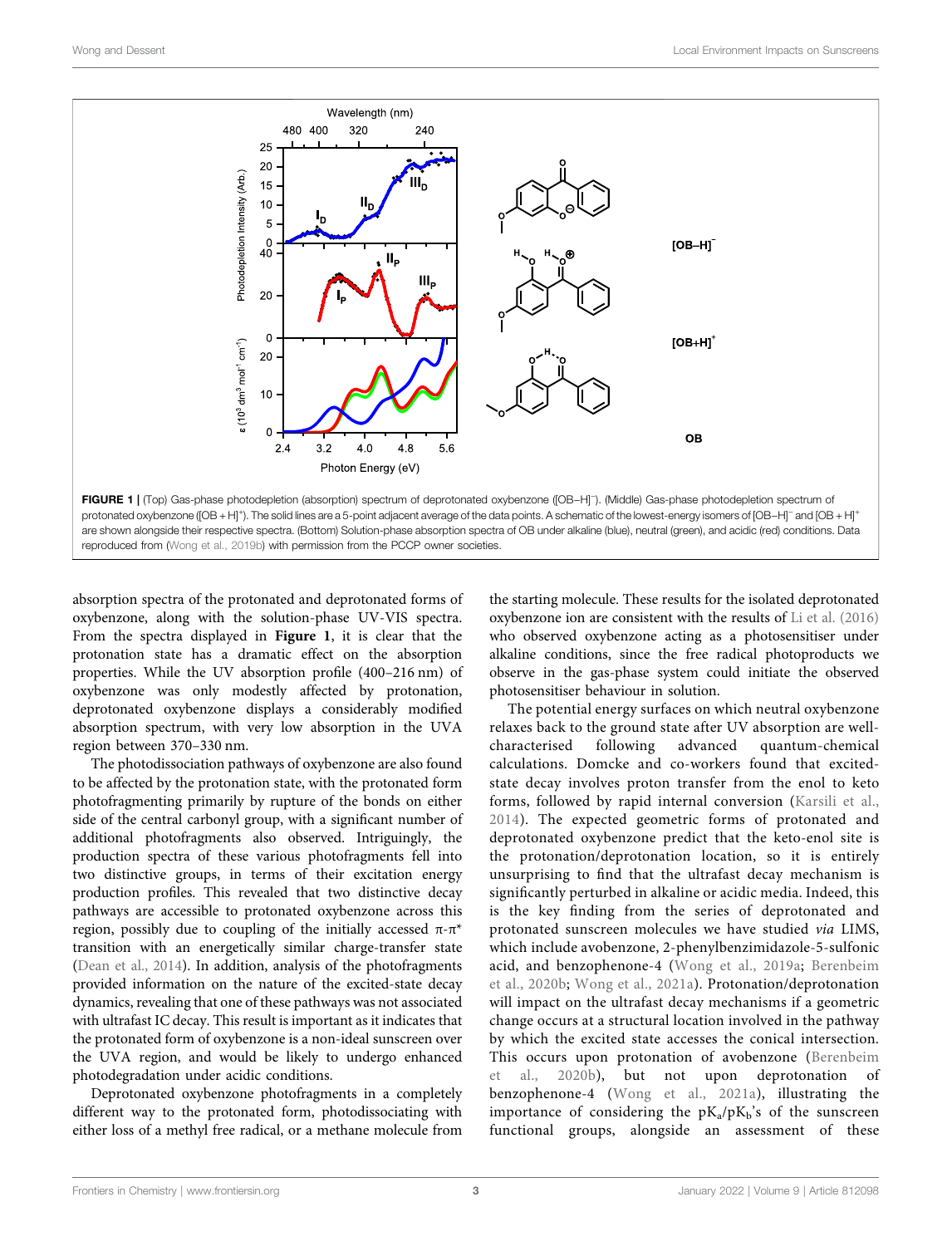FIGURE 1 | (Top) Gas-phase photodepletion (absorption) spectrum of deprotonated oxybenzone ([OB–H]⁻). (Middle) Gas-phase photodepletion spectrum of protonated oxybenzone ([OB + H]⁺). The solid lines are a 5-point adjacent average of the data points. A schematic of the lowest-energy isomers of [OB–H]⁻ and [OB + H]⁺ are shown alongside their respective spectra. (Bottom) Solution-phase absorption spectra of OB under alkaline (blue), neutral (green), and acidic (red) conditions. Data reproduced from (Wong et al., 2019b) with permission from the PCCP owner societies.

absorption spectra of the protonated and deprotonated forms of oxybenzone, along with the solution-phase UV-VIS spectra. From the spectra displayed in **Figure 1**, it is clear that the protonation state has a dramatic effect on the absorption properties. While the UV absorption profile (400–216 nm) of oxybenzone was only modestly affected by protonation, deprotonated oxybenzone displays a considerably modified absorption spectrum, with very low absorption in the UVA region between 370–330 nm.

The photodissociation pathways of oxybenzone are also found to be affected by the protonation state, with the protonated form photofragmenting primarily by rupture of the bonds on either side of the central carbonyl group, with a significant number of additional photofragments also observed. Intriguingly, the production spectra of these various photofragments fell into two distinctive groups, in terms of their excitation energy production profiles. This revealed that two distinctive decay pathways are accessible to protonated oxybenzone across this region, possibly due to coupling of the initially accessed π-π* transition with an energetically similar charge-transfer state (Dean et al., 2014). In addition, analysis of the photofragments provided information on the nature of the excited-state decay dynamics, revealing that one of these pathways was not associated with ultrafast IC decay. This result is important as it indicates that the protonated form of oxybenzone is a non-ideal sunscreen over the UVA region, and would be likely to undergo enhanced photodegradation under acidic conditions.

Deprotonated oxybenzone photofragments in a completely different way to the protonated form, photodissociating with either loss of a methyl free radical, or a methane molecule from the starting molecule. These results for the isolated deprotonated oxybenzone ion are consistent with the results of Li et al. (2016) who observed oxybenzone acting as a photosensitiser under alkaline conditions, since the free radical photoproducts we observe in the gas-phase system could initiate the observed photosensitiser behaviour in solution.

The potential energy surfaces on which neutral oxybenzone relaxes back to the ground state after UV absorption are well-characterised following advanced quantum-chemical calculations. Domcke and co-workers found that excited-state decay involves proton transfer from the enol to keto forms, followed by rapid internal conversion (Karsili et al., 2014). The expected geometric forms of protonated and deprotonated oxybenzone predict that the keto-enol site is the protonation/deprotonation location, so it is entirely unsurprising to find that the ultrafast decay mechanism is significantly perturbed in alkaline or acidic media. Indeed, this is the key finding from the series of deprotonated and protonated sunscreen molecules we have studied *via* LIMS, which include avobenzone, 2-phenylbenzimidazole-5-sulfonic acid, and benzophenone-4 (Wong et al., 2019a; Berenbeim et al., 2020b; Wong et al., 2021a). Protonation/deprotonation will impact on the ultrafast decay mechanisms if a geometric change occurs at a structural location involved in the pathway by which the excited state accesses the conical intersection. This occurs upon protonation of avobenzone (Berenbeim et al., 2020b), but not upon deprotonation of benzophenone-4 (Wong et al., 2021a), illustrating the importance of considering the $pK_a$/$pK_b$'s of the sunscreen functional groups, alongside an assessment of these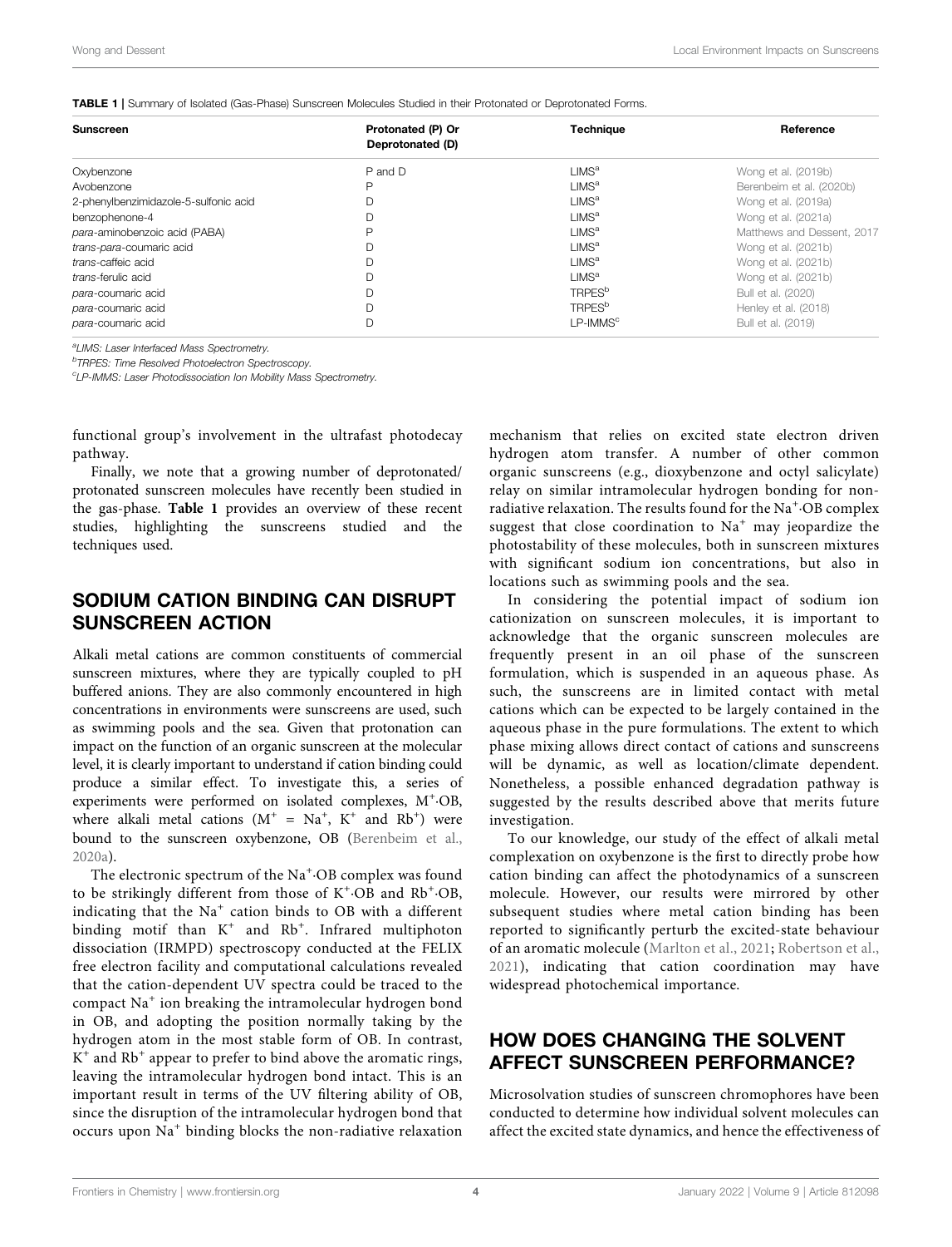**TABLE 1** | Summary of Isolated (Gas-Phase) Sunscreen Molecules Studied in their Protonated or Deprotonated Forms.

| Sunscreen | Protonated (P) Or Deprotonated (D) | Technique | Reference |
|---|---|---|---|
| Oxybenzone | P and D | LIMS[a] | Wong et al. (2019b) |
| Avobenzone | P | LIMS[a] | Berenbeim et al. (2020b) |
| 2-phenylbenzimidazole-5-sulfonic acid | D | LIMS[a] | Wong et al. (2019a) |
| benzophenone-4 | D | LIMS[a] | Wong et al. (2021a) |
| *para*-aminobenzoic acid (PABA) | P | LIMS[a] | Matthews and Dessent, 2017 |
| *trans-para*-coumaric acid | D | LIMS[a] | Wong et al. (2021b) |
| *trans*-caffeic acid | D | LIMS[a] | Wong et al. (2021b) |
| *trans*-ferulic acid | D | LIMS[a] | Wong et al. (2021b) |
| *para*-coumaric acid | D | TRPES[b] | Bull et al. (2020) |
| *para*-coumaric acid | D | TRPES[b] | Henley et al. (2018) |
| *para*-coumaric acid | D | LP-IMMS[c] | Bull et al. (2019) |

[a]*LIMS: Laser Interfaced Mass Spectrometry.*

[b]*TRPES: Time Resolved Photoelectron Spectroscopy.*

[c]*LP-IMMS: Laser Photodissociation Ion Mobility Mass Spectrometry.*

functional group's involvement in the ultrafast photodecay pathway.

Finally, we note that a growing number of deprotonated/protonated sunscreen molecules have recently been studied in the gas-phase. **Table 1** provides an overview of these recent studies, highlighting the sunscreens studied and the techniques used.

## SODIUM CATION BINDING CAN DISRUPT SUNSCREEN ACTION

Alkali metal cations are common constituents of commercial sunscreen mixtures, where they are typically coupled to pH buffered anions. They are also commonly encountered in high concentrations in environments were sunscreens are used, such as swimming pools and the sea. Given that protonation can impact on the function of an organic sunscreen at the molecular level, it is clearly important to understand if cation binding could produce a similar effect. To investigate this, a series of experiments were performed on isolated complexes, $M^{+}$·OB, where alkali metal cations ($M^{+}$ = $Na^{+}$, $K^{+}$ and $Rb^{+}$) were bound to the sunscreen oxybenzone, OB (Berenbeim et al., 2020a).

The electronic spectrum of the $Na^{+}$·OB complex was found to be strikingly different from those of $K^{+}$·OB and $Rb^{+}$·OB, indicating that the $Na^{+}$ cation binds to OB with a different binding motif than $K^{+}$ and $Rb^{+}$. Infrared multiphoton dissociation (IRMPD) spectroscopy conducted at the FELIX free electron facility and computational calculations revealed that the cation-dependent UV spectra could be traced to the compact $Na^{+}$ ion breaking the intramolecular hydrogen bond in OB, and adopting the position normally taking by the hydrogen atom in the most stable form of OB. In contrast, $K^{+}$ and $Rb^{+}$ appear to prefer to bind above the aromatic rings, leaving the intramolecular hydrogen bond intact. This is an important result in terms of the UV filtering ability of OB, since the disruption of the intramolecular hydrogen bond that occurs upon $Na^{+}$ binding blocks the non-radiative relaxation mechanism that relies on excited state electron driven hydrogen atom transfer. A number of other common organic sunscreens (e.g., dioxybenzone and octyl salicylate) relay on similar intramolecular hydrogen bonding for non-radiative relaxation. The results found for the $Na^{+}$·OB complex suggest that close coordination to $Na^{+}$ may jeopardize the photostability of these molecules, both in sunscreen mixtures with significant sodium ion concentrations, but also in locations such as swimming pools and the sea.

In considering the potential impact of sodium ion cationization on sunscreen molecules, it is important to acknowledge that the organic sunscreen molecules are frequently present in an oil phase of the sunscreen formulation, which is suspended in an aqueous phase. As such, the sunscreens are in limited contact with metal cations which can be expected to be largely contained in the aqueous phase in the pure formulations. The extent to which phase mixing allows direct contact of cations and sunscreens will be dynamic, as well as location/climate dependent. Nonetheless, a possible enhanced degradation pathway is suggested by the results described above that merits future investigation.

To our knowledge, our study of the effect of alkali metal complexation on oxybenzone is the first to directly probe how cation binding can affect the photodynamics of a sunscreen molecule. However, our results were mirrored by other subsequent studies where metal cation binding has been reported to significantly perturb the excited-state behaviour of an aromatic molecule (Marlton et al., 2021; Robertson et al., 2021), indicating that cation coordination may have widespread photochemical importance.

## HOW DOES CHANGING THE SOLVENT AFFECT SUNSCREEN PERFORMANCE?

Microsolvation studies of sunscreen chromophores have been conducted to determine how individual solvent molecules can affect the excited state dynamics, and hence the effectiveness of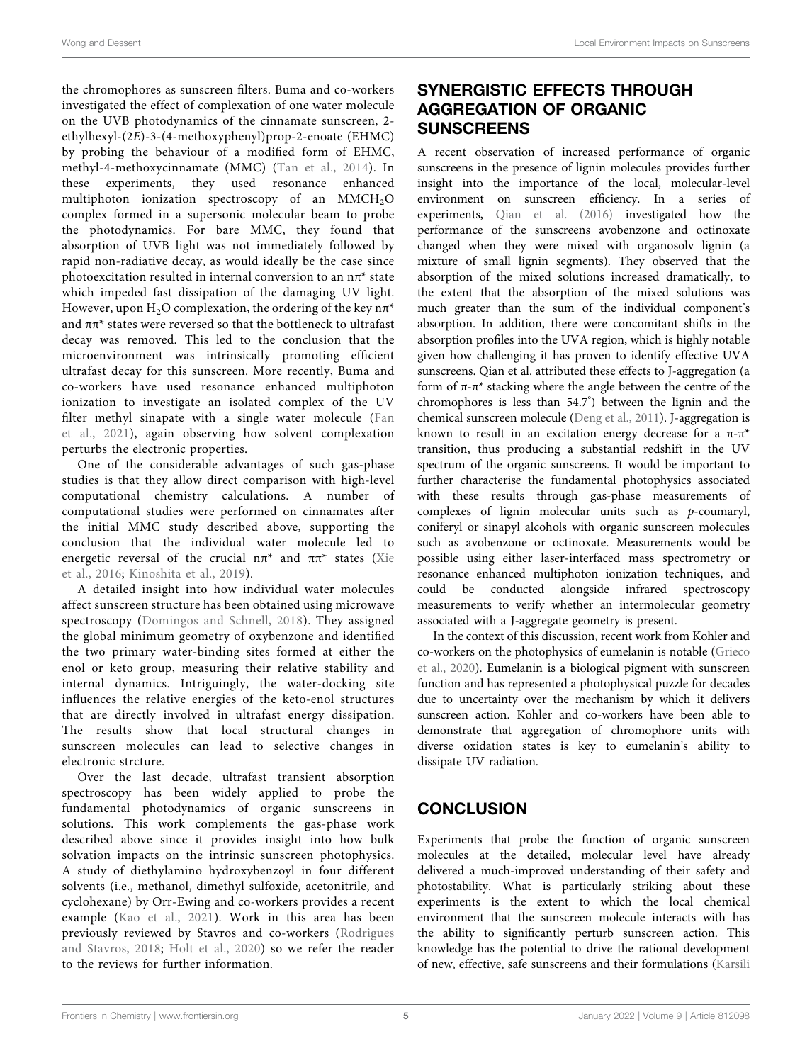the chromophores as sunscreen filters. Buma and co-workers investigated the effect of complexation of one water molecule on the UVB photodynamics of the cinnamate sunscreen, 2-ethylhexyl-(2*E*)-3-(4-methoxyphenyl)prop-2-enoate (EHMC) by probing the behaviour of a modified form of EHMC, methyl-4-methoxycinnamate (MMC) (Tan et al., 2014). In these experiments, they used resonance enhanced multiphoton ionization spectroscopy of an $MMCH_2O$ complex formed in a supersonic molecular beam to probe the photodynamics. For bare MMC, they found that absorption of UVB light was not immediately followed by rapid non-radiative decay, as would ideally be the case since photoexcitation resulted in internal conversion to an $n\pi^*$ state which impeded fast dissipation of the damaging UV light. However, upon $H_2O$ complexation, the ordering of the key $n\pi^*$ and $\pi\pi^*$ states were reversed so that the bottleneck to ultrafast decay was removed. This led to the conclusion that the microenvironment was intrinsically promoting efficient ultrafast decay for this sunscreen. More recently, Buma and co-workers have used resonance enhanced multiphoton ionization to investigate an isolated complex of the UV filter methyl sinapate with a single water molecule (Fan et al., 2021), again observing how solvent complexation perturbs the electronic properties.

One of the considerable advantages of such gas-phase studies is that they allow direct comparison with high-level computational chemistry calculations. A number of computational studies were performed on cinnamates after the initial MMC study described above, supporting the conclusion that the individual water molecule led to energetic reversal of the crucial $n\pi^*$ and $\pi\pi^*$ states (Xie et al., 2016; Kinoshita et al., 2019).

A detailed insight into how individual water molecules affect sunscreen structure has been obtained using microwave spectroscopy (Domingos and Schnell, 2018). They assigned the global minimum geometry of oxybenzone and identified the two primary water-binding sites formed at either the enol or keto group, measuring their relative stability and internal dynamics. Intriguingly, the water-docking site influences the relative energies of the keto-enol structures that are directly involved in ultrafast energy dissipation. The results show that local structural changes in sunscreen molecules can lead to selective changes in electronic strcture.

Over the last decade, ultrafast transient absorption spectroscopy has been widely applied to probe the fundamental photodynamics of organic sunscreens in solutions. This work complements the gas-phase work described above since it provides insight into how bulk solvation impacts on the intrinsic sunscreen photophysics. A study of diethylamino hydroxybenzoyl in four different solvents (i.e., methanol, dimethyl sulfoxide, acetonitrile, and cyclohexane) by Orr-Ewing and co-workers provides a recent example (Kao et al., 2021). Work in this area has been previously reviewed by Stavros and co-workers (Rodrigues and Stavros, 2018; Holt et al., 2020) so we refer the reader to the reviews for further information.

## SYNERGISTIC EFFECTS THROUGH AGGREGATION OF ORGANIC SUNSCREENS

A recent observation of increased performance of organic sunscreens in the presence of lignin molecules provides further insight into the importance of the local, molecular-level environment on sunscreen efficiency. In a series of experiments, Qian et al. (2016) investigated how the performance of the sunscreens avobenzone and octinoxate changed when they were mixed with organosolv lignin (a mixture of small lignin segments). They observed that the absorption of the mixed solutions increased dramatically, to the extent that the absorption of the mixed solutions was much greater than the sum of the individual component's absorption. In addition, there were concomitant shifts in the absorption profiles into the UVA region, which is highly notable given how challenging it has proven to identify effective UVA sunscreens. Qian et al. attributed these effects to J-aggregation (a form of $\pi$-$\pi^*$ stacking where the angle between the centre of the chromophores is less than 54.7°) between the lignin and the chemical sunscreen molecule (Deng et al., 2011). J-aggregation is known to result in an excitation energy decrease for a $\pi$-$\pi^*$ transition, thus producing a substantial redshift in the UV spectrum of the organic sunscreens. It would be important to further characterise the fundamental photophysics associated with these results through gas-phase measurements of complexes of lignin molecular units such as *p*-coumaryl, coniferyl or sinapyl alcohols with organic sunscreen molecules such as avobenzone or octinoxate. Measurements would be possible using either laser-interfaced mass spectrometry or resonance enhanced multiphoton ionization techniques, and could be conducted alongside infrared spectroscopy measurements to verify whether an intermolecular geometry associated with a J-aggregate geometry is present.

In the context of this discussion, recent work from Kohler and co-workers on the photophysics of eumelanin is notable (Grieco et al., 2020). Eumelanin is a biological pigment with sunscreen function and has represented a photophysical puzzle for decades due to uncertainty over the mechanism by which it delivers sunscreen action. Kohler and co-workers have been able to demonstrate that aggregation of chromophore units with diverse oxidation states is key to eumelanin's ability to dissipate UV radiation.

## CONCLUSION

Experiments that probe the function of organic sunscreen molecules at the detailed, molecular level have already delivered a much-improved understanding of their safety and photostability. What is particularly striking about these experiments is the extent to which the local chemical environment that the sunscreen molecule interacts with has the ability to significantly perturb sunscreen action. This knowledge has the potential to drive the rational development of new, effective, safe sunscreens and their formulations (Karsili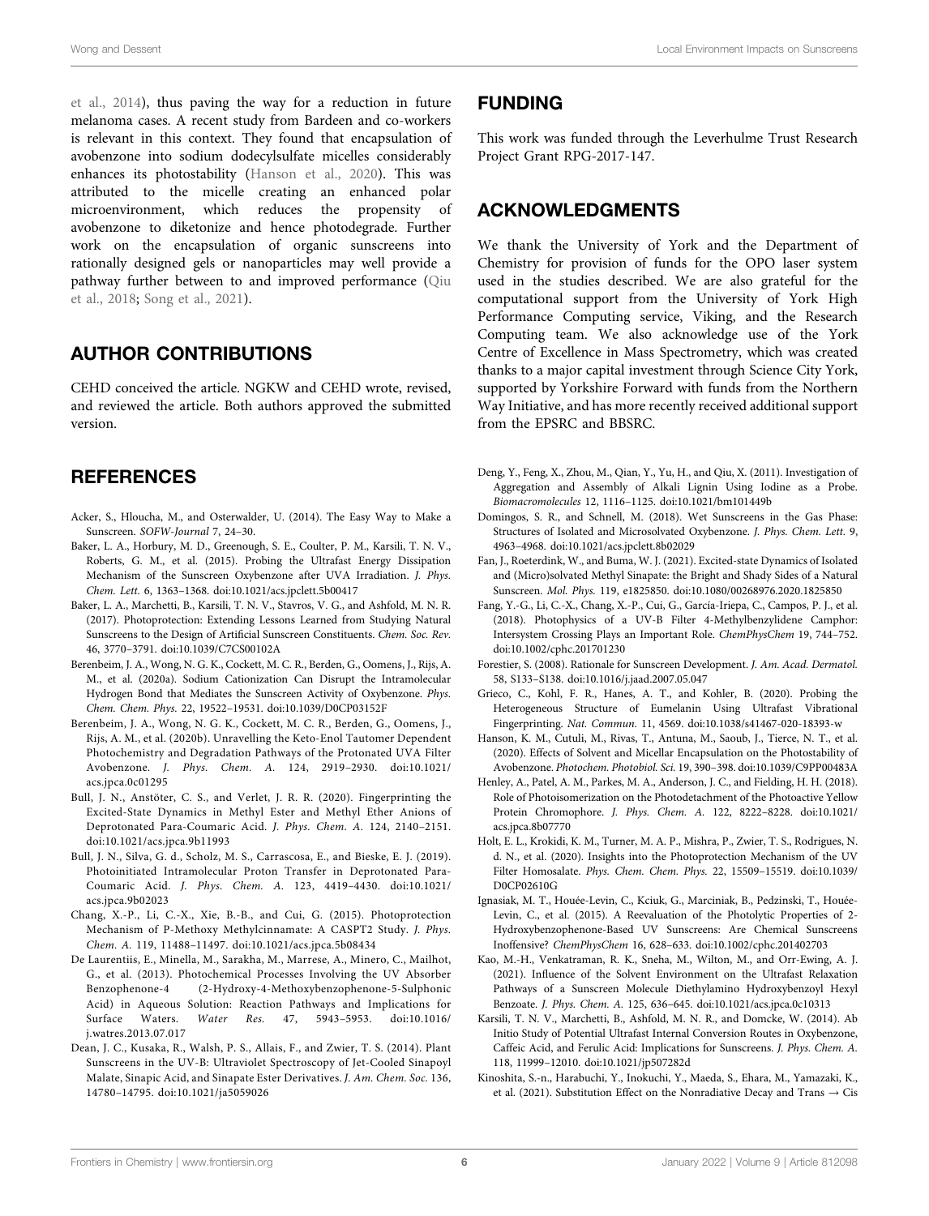et al., 2014), thus paving the way for a reduction in future melanoma cases. A recent study from Bardeen and co-workers is relevant in this context. They found that encapsulation of avobenzone into sodium dodecylsulfate micelles considerably enhances its photostability (Hanson et al., 2020). This was attributed to the micelle creating an enhanced polar microenvironment, which reduces the propensity of avobenzone to diketonize and hence photodegrade. Further work on the encapsulation of organic sunscreens into rationally designed gels or nanoparticles may well provide a pathway further between to and improved performance (Qiu et al., 2018; Song et al., 2021).

## AUTHOR CONTRIBUTIONS

CEHD conceived the article. NGKW and CEHD wrote, revised, and reviewed the article. Both authors approved the submitted version.

## FUNDING

This work was funded through the Leverhulme Trust Research Project Grant RPG-2017-147.

## ACKNOWLEDGMENTS

We thank the University of York and the Department of Chemistry for provision of funds for the OPO laser system used in the studies described. We are also grateful for the computational support from the University of York High Performance Computing service, Viking, and the Research Computing team. We also acknowledge use of the York Centre of Excellence in Mass Spectrometry, which was created thanks to a major capital investment through Science City York, supported by Yorkshire Forward with funds from the Northern Way Initiative, and has more recently received additional support from the EPSRC and BBSRC.

## REFERENCES

Acker, S., Hloucha, M., and Osterwalder, U. (2014). The Easy Way to Make a Sunscreen. *SOFW-Journal* 7, 24–30.

Baker, L. A., Horbury, M. D., Greenough, S. E., Coulter, P. M., Karsili, T. N. V., Roberts, G. M., et al. (2015). Probing the Ultrafast Energy Dissipation Mechanism of the Sunscreen Oxybenzone after UVA Irradiation. *J. Phys. Chem. Lett.* 6, 1363–1368. doi:10.1021/acs.jpclett.5b00417

Baker, L. A., Marchetti, B., Karsili, T. N. V., Stavros, V. G., and Ashfold, M. N. R. (2017). Photoprotection: Extending Lessons Learned from Studying Natural Sunscreens to the Design of Artificial Sunscreen Constituents. *Chem. Soc. Rev.* 46, 3770–3791. doi:10.1039/C7CS00102A

Berenbeim, J. A., Wong, N. G. K., Cockett, M. C. R., Berden, G., Oomens, J., Rijs, A. M., et al. (2020a). Sodium Cationization Can Disrupt the Intramolecular Hydrogen Bond that Mediates the Sunscreen Activity of Oxybenzone. *Phys. Chem. Chem. Phys.* 22, 19522–19531. doi:10.1039/D0CP03152F

Berenbeim, J. A., Wong, N. G. K., Cockett, M. C. R., Berden, G., Oomens, J., Rijs, A. M., et al. (2020b). Unravelling the Keto-Enol Tautomer Dependent Photochemistry and Degradation Pathways of the Protonated UVA Filter Avobenzone. *J. Phys. Chem. A.* 124, 2919–2930. doi:10.1021/acs.jpca.0c01295

Bull, J. N., Anstöter, C. S., and Verlet, J. R. R. (2020). Fingerprinting the Excited-State Dynamics in Methyl Ester and Methyl Ether Anions of Deprotonated Para-Coumaric Acid. *J. Phys. Chem. A.* 124, 2140–2151. doi:10.1021/acs.jpca.9b11993

Bull, J. N., Silva, G. d., Scholz, M. S., Carrascosa, E., and Bieske, E. J. (2019). Photoinitiated Intramolecular Proton Transfer in Deprotonated Para-Coumaric Acid. *J. Phys. Chem. A.* 123, 4419–4430. doi:10.1021/acs.jpca.9b02023

Chang, X.-P., Li, C.-X., Xie, B.-B., and Cui, G. (2015). Photoprotection Mechanism of P-Methoxy Methylcinnamate: A CASPT2 Study. *J. Phys. Chem. A.* 119, 11488–11497. doi:10.1021/acs.jpca.5b08434

De Laurentiis, E., Minella, M., Sarakha, M., Marrese, A., Minero, C., Mailhot, G., et al. (2013). Photochemical Processes Involving the UV Absorber Benzophenone-4 (2-Hydroxy-4-Methoxybenzophenone-5-Sulphonic Acid) in Aqueous Solution: Reaction Pathways and Implications for Surface Waters. *Water Res.* 47, 5943–5953. doi:10.1016/j.watres.2013.07.017

Dean, J. C., Kusaka, R., Walsh, P. S., Allais, F., and Zwier, T. S. (2014). Plant Sunscreens in the UV-B: Ultraviolet Spectroscopy of Jet-Cooled Sinapoyl Malate, Sinapic Acid, and Sinapate Ester Derivatives. *J. Am. Chem. Soc.* 136, 14780–14795. doi:10.1021/ja5059026

Deng, Y., Feng, X., Zhou, M., Qian, Y., Yu, H., and Qiu, X. (2011). Investigation of Aggregation and Assembly of Alkali Lignin Using Iodine as a Probe. *Biomacromolecules* 12, 1116–1125. doi:10.1021/bm101449b

Domingos, S. R., and Schnell, M. (2018). Wet Sunscreens in the Gas Phase: Structures of Isolated and Microsolvated Oxybenzone. *J. Phys. Chem. Lett.* 9, 4963–4968. doi:10.1021/acs.jpclett.8b02029

Fan, J., Roeterdink, W., and Buma, W. J. (2021). Excited-state Dynamics of Isolated and (Micro)solvated Methyl Sinapate: the Bright and Shady Sides of a Natural Sunscreen. *Mol. Phys.* 119, e1825850. doi:10.1080/00268976.2020.1825850

Fang, Y.-G., Li, C.-X., Chang, X.-P., Cui, G., García-Iriepa, C., Campos, P. J., et al. (2018). Photophysics of a UV-B Filter 4-Methylbenzylidene Camphor: Intersystem Crossing Plays an Important Role. *ChemPhysChem* 19, 744–752. doi:10.1002/cphc.201701230

Forestier, S. (2008). Rationale for Sunscreen Development. *J. Am. Acad. Dermatol.* 58, S133–S138. doi:10.1016/j.jaad.2007.05.047

Grieco, C., Kohl, F. R., Hanes, A. T., and Kohler, B. (2020). Probing the Heterogeneous Structure of Eumelanin Using Ultrafast Vibrational Fingerprinting. *Nat. Commun.* 11, 4569. doi:10.1038/s41467-020-18393-w

Hanson, K. M., Cutuli, M., Rivas, T., Antuna, M., Saoub, J., Tierce, N. T., et al. (2020). Effects of Solvent and Micellar Encapsulation on the Photostability of Avobenzone. *Photochem. Photobiol. Sci.* 19, 390–398. doi:10.1039/C9PP00483A

Henley, A., Patel, A. M., Parkes, M. A., Anderson, J. C., and Fielding, H. H. (2018). Role of Photoisomerization on the Photodetachment of the Photoactive Yellow Protein Chromophore. *J. Phys. Chem. A.* 122, 8222–8228. doi:10.1021/acs.jpca.8b07770

Holt, E. L., Krokidi, K. M., Turner, M. A. P., Mishra, P., Zwier, T. S., Rodrigues, N. d. N., et al. (2020). Insights into the Photoprotection Mechanism of the UV Filter Homosalate. *Phys. Chem. Chem. Phys.* 22, 15509–15519. doi:10.1039/D0CP02610G

Ignasiak, M. T., Houée-Levin, C., Kciuk, G., Marciniak, B., Pedzinski, T., Houée-Levin, C., et al. (2015). A Reevaluation of the Photolytic Properties of 2-Hydroxybenzophenone-Based UV Sunscreens: Are Chemical Sunscreens Inoffensive? *ChemPhysChem* 16, 628–633. doi:10.1002/cphc.201402703

Kao, M.-H., Venkatraman, R. K., Sneha, M., Wilton, M., and Orr-Ewing, A. J. (2021). Influence of the Solvent Environment on the Ultrafast Relaxation Pathways of a Sunscreen Molecule Diethylamino Hydroxybenzoyl Hexyl Benzoate. *J. Phys. Chem. A.* 125, 636–645. doi:10.1021/acs.jpca.0c10313

Karsili, T. N. V., Marchetti, B., Ashfold, M. N. R., and Domcke, W. (2014). Ab Initio Study of Potential Ultrafast Internal Conversion Routes in Oxybenzone, Caffeic Acid, and Ferulic Acid: Implications for Sunscreens. *J. Phys. Chem. A.* 118, 11999–12010. doi:10.1021/jp507282d

Kinoshita, S.-n., Harabuchi, Y., Inokuchi, Y., Maeda, S., Ehara, M., Yamazaki, K., et al. (2021). Substitution Effect on the Nonradiative Decay and Trans → Cis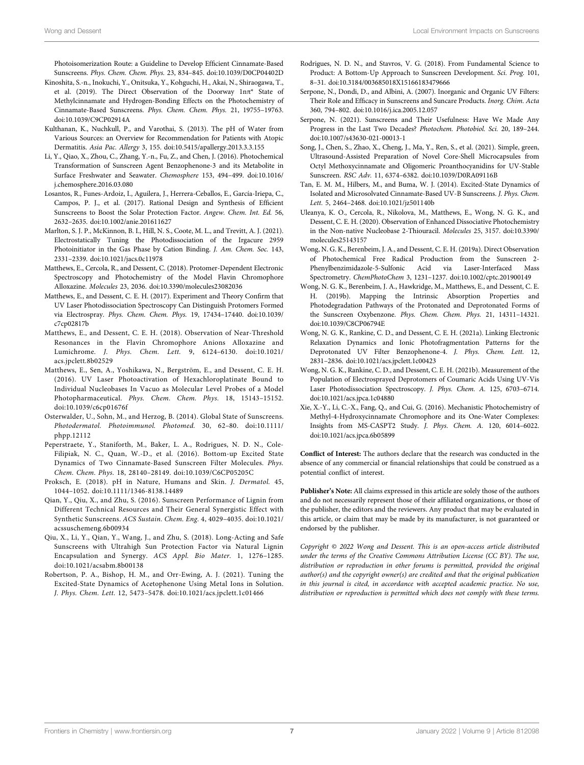Photoisomerization Route: a Guideline to Develop Efficient Cinnamate-Based Sunscreens. *Phys. Chem. Chem. Phys.* 23, 834–845. doi:10.1039/D0CP04402D

Kinoshita, S.-n., Inokuchi, Y., Onitsuka, Y., Kohguchi, H., Akai, N., Shiraogawa, T., et al. (2019). The Direct Observation of the Doorway 1nπ* State of Methylcinnamate and Hydrogen-Bonding Effects on the Photochemistry of Cinnamate-Based Sunscreens. *Phys. Chem. Chem. Phys.* 21, 19755–19763. doi:10.1039/C9CP02914A

Kulthanan, K., Nuchkull, P., and Varothai, S. (2013). The pH of Water from Various Sources: an Overview for Recommendation for Patients with Atopic Dermatitis. *Asia Pac. Allergy* 3, 155. doi:10.5415/apallergy.2013.3.3.155

Li, Y., Qiao, X., Zhou, C., Zhang, Y.-n., Fu, Z., and Chen, J. (2016). Photochemical Transformation of Sunscreen Agent Benzophenone-3 and its Metabolite in Surface Freshwater and Seawater. *Chemosphere* 153, 494–499. doi:10.1016/j.chemosphere.2016.03.080

Losantos, R., Funes-Ardoiz, I., Aguilera, J., Herrera-Ceballos, E., García-Iriepa, C., Campos, P. J., et al. (2017). Rational Design and Synthesis of Efficient Sunscreens to Boost the Solar Protection Factor. *Angew. Chem. Int. Ed.* 56, 2632–2635. doi:10.1002/anie.201611627

Marlton, S. J. P., McKinnon, B. I., Hill, N. S., Coote, M. L., and Trevitt, A. J. (2021). Electrostatically Tuning the Photodissociation of the Irgacure 2959 Photoinitiator in the Gas Phase by Cation Binding. *J. Am. Chem. Soc.* 143, 2331–2339. doi:10.1021/jacs.0c11978

Matthews, E., Cercola, R., and Dessent, C. (2018). Protomer-Dependent Electronic Spectroscopy and Photochemistry of the Model Flavin Chromophore Alloxazine. *Molecules* 23, 2036. doi:10.3390/molecules23082036

Matthews, E., and Dessent, C. E. H. (2017). Experiment and Theory Confirm that UV Laser Photodissociation Spectroscopy Can Distinguish Protomers Formed via Electrospray. *Phys. Chem. Chem. Phys.* 19, 17434–17440. doi:10.1039/c7cp02817b

Matthews, E., and Dessent, C. E. H. (2018). Observation of Near-Threshold Resonances in the Flavin Chromophore Anions Alloxazine and Lumichrome. *J. Phys. Chem. Lett.* 9, 6124–6130. doi:10.1021/acs.jpclett.8b02529

Matthews, E., Sen, A., Yoshikawa, N., Bergström, E., and Dessent, C. E. H. (2016). UV Laser Photoactivation of Hexachloroplatinate Bound to Individual Nucleobases In Vacuo as Molecular Level Probes of a Model Photopharmaceutical. *Phys. Chem. Chem. Phys.* 18, 15143–15152. doi:10.1039/c6cp01676f

Osterwalder, U., Sohn, M., and Herzog, B. (2014). Global State of Sunscreens. *Photodermatol. Photoimmunol. Photomed.* 30, 62–80. doi:10.1111/phpp.12112

Peperstraete, Y., Staniforth, M., Baker, L. A., Rodrigues, N. D. N., Cole-Filipiak, N. C., Quan, W.-D., et al. (2016). Bottom-up Excited State Dynamics of Two Cinnamate-Based Sunscreen Filter Molecules. *Phys. Chem. Chem. Phys.* 18, 28140–28149. doi:10.1039/C6CP05205C

Proksch, E. (2018). pH in Nature, Humans and Skin. *J. Dermatol.* 45, 1044–1052. doi:10.1111/1346-8138.14489

Qian, Y., Qiu, X., and Zhu, S. (2016). Sunscreen Performance of Lignin from Different Technical Resources and Their General Synergistic Effect with Synthetic Sunscreens. *ACS Sustain. Chem. Eng.* 4, 4029–4035. doi:10.1021/acssuschemeng.6b00934

Qiu, X., Li, Y., Qian, Y., Wang, J., and Zhu, S. (2018). Long-Acting and Safe Sunscreens with Ultrahigh Sun Protection Factor via Natural Lignin Encapsulation and Synergy. *ACS Appl. Bio Mater.* 1, 1276–1285. doi:10.1021/acsabm.8b00138

Robertson, P. A., Bishop, H. M., and Orr-Ewing, A. J. (2021). Tuning the Excited-State Dynamics of Acetophenone Using Metal Ions in Solution. *J. Phys. Chem. Lett.* 12, 5473–5478. doi:10.1021/acs.jpclett.1c01466

Rodrigues, N. D. N., and Stavros, V. G. (2018). From Fundamental Science to Product: A Bottom-Up Approach to Sunscreen Development. *Sci. Prog.* 101, 8–31. doi:10.3184/003685018X15166183479666

Serpone, N., Dondi, D., and Albini, A. (2007). Inorganic and Organic UV Filters: Their Role and Efficacy in Sunscreens and Suncare Products. *Inorg. Chim. Acta* 360, 794–802. doi:10.1016/j.ica.2005.12.057

Serpone, N. (2021). Sunscreens and Their Usefulness: Have We Made Any Progress in the Last Two Decades? *Photochem. Photobiol. Sci.* 20, 189–244. doi:10.1007/s43630-021-00013-1

Song, J., Chen, S., Zhao, X., Cheng, J., Ma, Y., Ren, S., et al. (2021). Simple, green, Ultrasound-Assisted Preparation of Novel Core-Shell Microcapsules from Octyl Methoxycinnamate and Oligomeric Proanthocyanidins for UV-Stable Sunscreen. *RSC Adv.* 11, 6374–6382. doi:10.1039/D0RA09116B

Tan, E. M. M., Hilbers, M., and Buma, W. J. (2014). Excited-State Dynamics of Isolated and Microsolvated Cinnamate-Based UV-B Sunscreens. *J. Phys. Chem. Lett.* 5, 2464–2468. doi:10.1021/jz501140b

Uleanya, K. O., Cercola, R., Nikolova, M., Matthews, E., Wong, N. G. K., and Dessent, C. E. H. (2020). Observation of Enhanced Dissociative Photochemistry in the Non-native Nucleobase 2-Thiouracil. *Molecules* 25, 3157. doi:10.3390/molecules25143157

Wong, N. G. K., Berenbeim, J. A., and Dessent, C. E. H. (2019a). Direct Observation of Photochemical Free Radical Production from the Sunscreen 2-Phenylbenzimidazole-5-Sulfonic Acid via Laser-Interfaced Mass Spectrometry. *ChemPhotoChem* 3, 1231–1237. doi:10.1002/cptc.201900149

Wong, N. G. K., Berenbeim, J. A., Hawkridge, M., Matthews, E., and Dessent, C. E. H. (2019b). Mapping the Intrinsic Absorption Properties and Photodegradation Pathways of the Protonated and Deprotonated Forms of the Sunscreen Oxybenzone. *Phys. Chem. Chem. Phys.* 21, 14311–14321. doi:10.1039/C8CP06794E

Wong, N. G. K., Rankine, C. D., and Dessent, C. E. H. (2021a). Linking Electronic Relaxation Dynamics and Ionic Photofragmentation Patterns for the Deprotonated UV Filter Benzophenone-4. *J. Phys. Chem. Lett.* 12, 2831–2836. doi:10.1021/acs.jpclett.1c00423

Wong, N. G. K., Rankine, C. D., and Dessent, C. E. H. (2021b). Measurement of the Population of Electrosprayed Deprotomers of Coumaric Acids Using UV-Vis Laser Photodissociation Spectroscopy. *J. Phys. Chem. A.* 125, 6703–6714. doi:10.1021/acs.jpca.1c04880

Xie, X.-Y., Li, C.-X., Fang, Q., and Cui, G. (2016). Mechanistic Photochemistry of Methyl-4-Hydroxycinnamate Chromophore and its One-Water Complexes: Insights from MS-CASPT2 Study. *J. Phys. Chem. A.* 120, 6014–6022. doi:10.1021/acs.jpca.6b05899

**Conflict of Interest:** The authors declare that the research was conducted in the absence of any commercial or financial relationships that could be construed as a potential conflict of interest.

**Publisher's Note:** All claims expressed in this article are solely those of the authors and do not necessarily represent those of their affiliated organizations, or those of the publisher, the editors and the reviewers. Any product that may be evaluated in this article, or claim that may be made by its manufacturer, is not guaranteed or endorsed by the publisher.

*Copyright © 2022 Wong and Dessent. This is an open-access article distributed under the terms of the Creative Commons Attribution License (CC BY). The use, distribution or reproduction in other forums is permitted, provided the original author(s) and the copyright owner(s) are credited and that the original publication in this journal is cited, in accordance with accepted academic practice. No use, distribution or reproduction is permitted which does not comply with these terms.*